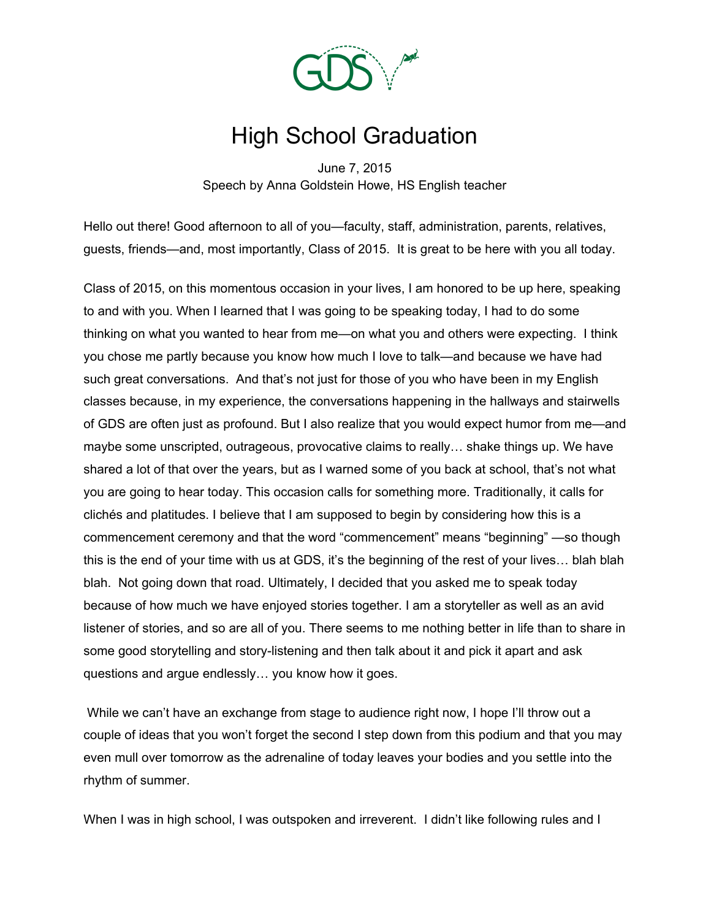# High School Graduation

June 7, 2015
Speech by Anna Goldstein Howe, HS English teacher

Hello out there! Good afternoon to all of you—faculty, staff, administration, parents, relatives, guests, friends—and, most importantly, Class of 2015. It is great to be here with you all today.

Class of 2015, on this momentous occasion in your lives, I am honored to be up here, speaking to and with you. When I learned that I was going to be speaking today, I had to do some thinking on what you wanted to hear from me—on what you and others were expecting. I think you chose me partly because you know how much I love to talk—and because we have had such great conversations. And that's not just for those of you who have been in my English classes because, in my experience, the conversations happening in the hallways and stairwells of GDS are often just as profound. But I also realize that you would expect humor from me—and maybe some unscripted, outrageous, provocative claims to really… shake things up. We have shared a lot of that over the years, but as I warned some of you back at school, that's not what you are going to hear today. This occasion calls for something more. Traditionally, it calls for clichés and platitudes. I believe that I am supposed to begin by considering how this is a commencement ceremony and that the word "commencement" means "beginning" —so though this is the end of your time with us at GDS, it's the beginning of the rest of your lives… blah blah blah. Not going down that road. Ultimately, I decided that you asked me to speak today because of how much we have enjoyed stories together. I am a storyteller as well as an avid listener of stories, and so are all of you. There seems to me nothing better in life than to share in some good storytelling and story-listening and then talk about it and pick it apart and ask questions and argue endlessly… you know how it goes.

While we can't have an exchange from stage to audience right now, I hope I'll throw out a couple of ideas that you won't forget the second I step down from this podium and that you may even mull over tomorrow as the adrenaline of today leaves your bodies and you settle into the rhythm of summer.

When I was in high school, I was outspoken and irreverent. I didn't like following rules and I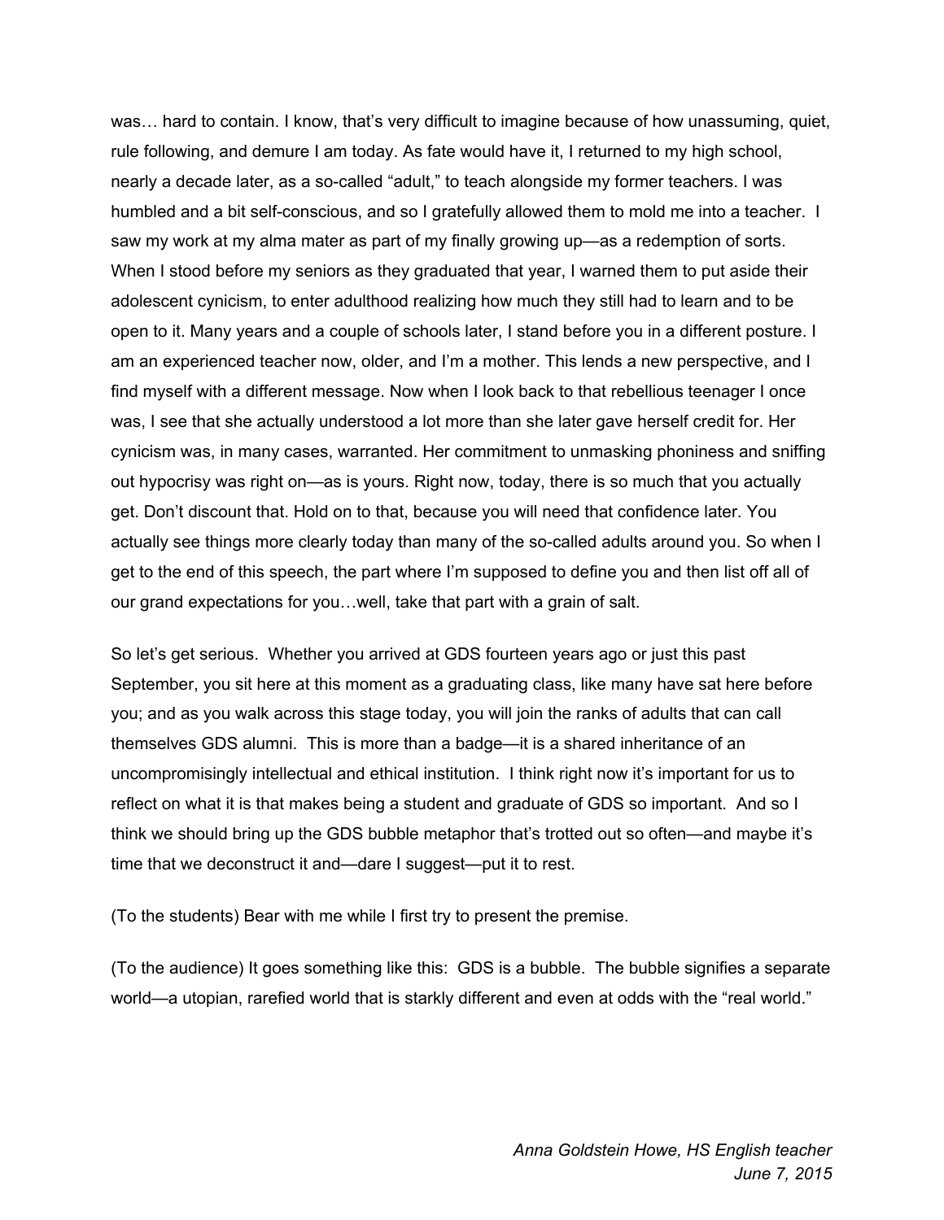was… hard to contain. I know, that's very difficult to imagine because of how unassuming, quiet, rule following, and demure I am today. As fate would have it, I returned to my high school, nearly a decade later, as a so-called "adult," to teach alongside my former teachers. I was humbled and a bit self-conscious, and so I gratefully allowed them to mold me into a teacher. I saw my work at my alma mater as part of my finally growing up—as a redemption of sorts. When I stood before my seniors as they graduated that year, I warned them to put aside their adolescent cynicism, to enter adulthood realizing how much they still had to learn and to be open to it. Many years and a couple of schools later, I stand before you in a different posture. I am an experienced teacher now, older, and I'm a mother. This lends a new perspective, and I find myself with a different message. Now when I look back to that rebellious teenager I once was, I see that she actually understood a lot more than she later gave herself credit for. Her cynicism was, in many cases, warranted. Her commitment to unmasking phoniness and sniffing out hypocrisy was right on—as is yours. Right now, today, there is so much that you actually get. Don't discount that. Hold on to that, because you will need that confidence later. You actually see things more clearly today than many of the so-called adults around you. So when I get to the end of this speech, the part where I'm supposed to define you and then list off all of our grand expectations for you…well, take that part with a grain of salt.

So let's get serious. Whether you arrived at GDS fourteen years ago or just this past September, you sit here at this moment as a graduating class, like many have sat here before you; and as you walk across this stage today, you will join the ranks of adults that can call themselves GDS alumni. This is more than a badge—it is a shared inheritance of an uncompromisingly intellectual and ethical institution. I think right now it's important for us to reflect on what it is that makes being a student and graduate of GDS so important. And so I think we should bring up the GDS bubble metaphor that's trotted out so often—and maybe it's time that we deconstruct it and—dare I suggest—put it to rest.

(To the students) Bear with me while I first try to present the premise.

(To the audience) It goes something like this: GDS is a bubble. The bubble signifies a separate world—a utopian, rarefied world that is starkly different and even at odds with the "real world."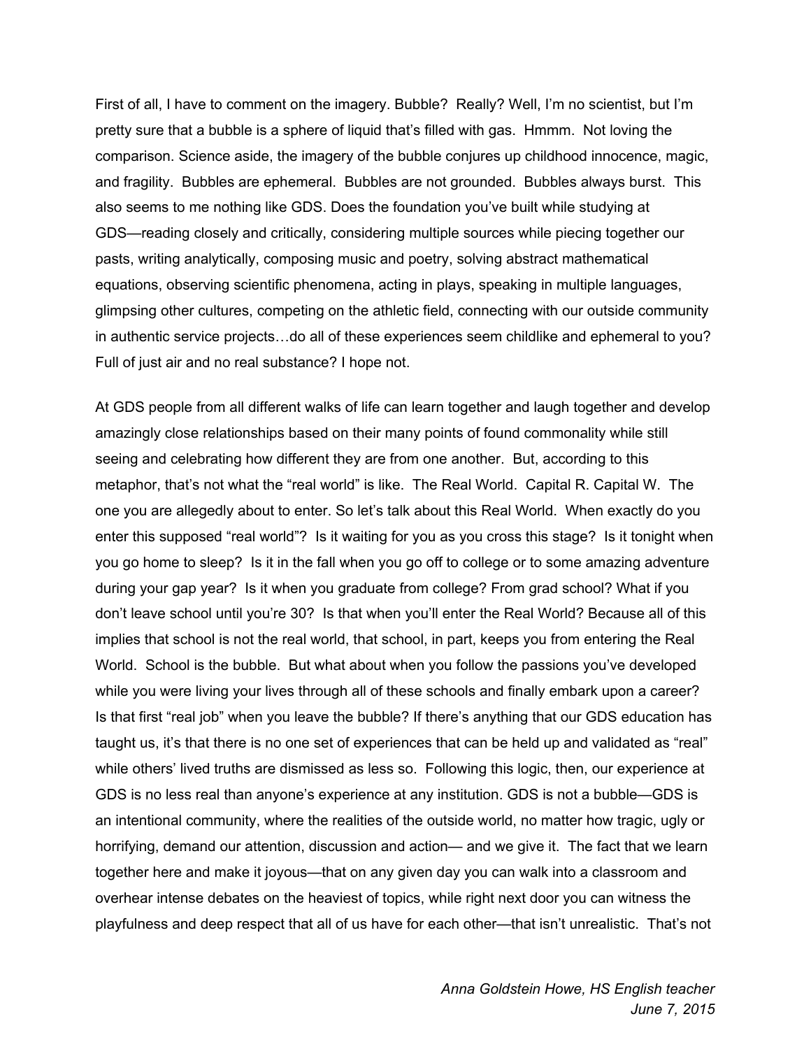First of all, I have to comment on the imagery. Bubble? Really? Well, I'm no scientist, but I'm pretty sure that a bubble is a sphere of liquid that's filled with gas. Hmmm. Not loving the comparison. Science aside, the imagery of the bubble conjures up childhood innocence, magic, and fragility. Bubbles are ephemeral. Bubbles are not grounded. Bubbles always burst. This also seems to me nothing like GDS. Does the foundation you've built while studying at GDS—reading closely and critically, considering multiple sources while piecing together our pasts, writing analytically, composing music and poetry, solving abstract mathematical equations, observing scientific phenomena, acting in plays, speaking in multiple languages, glimpsing other cultures, competing on the athletic field, connecting with our outside community in authentic service projects…do all of these experiences seem childlike and ephemeral to you? Full of just air and no real substance? I hope not.

At GDS people from all different walks of life can learn together and laugh together and develop amazingly close relationships based on their many points of found commonality while still seeing and celebrating how different they are from one another. But, according to this metaphor, that's not what the "real world" is like. The Real World. Capital R. Capital W. The one you are allegedly about to enter. So let's talk about this Real World. When exactly do you enter this supposed "real world"? Is it waiting for you as you cross this stage? Is it tonight when you go home to sleep? Is it in the fall when you go off to college or to some amazing adventure during your gap year? Is it when you graduate from college? From grad school? What if you don't leave school until you're 30? Is that when you'll enter the Real World? Because all of this implies that school is not the real world, that school, in part, keeps you from entering the Real World. School is the bubble. But what about when you follow the passions you've developed while you were living your lives through all of these schools and finally embark upon a career? Is that first "real job" when you leave the bubble? If there's anything that our GDS education has taught us, it's that there is no one set of experiences that can be held up and validated as "real" while others' lived truths are dismissed as less so. Following this logic, then, our experience at GDS is no less real than anyone's experience at any institution. GDS is not a bubble—GDS is an intentional community, where the realities of the outside world, no matter how tragic, ugly or horrifying, demand our attention, discussion and action— and we give it. The fact that we learn together here and make it joyous—that on any given day you can walk into a classroom and overhear intense debates on the heaviest of topics, while right next door you can witness the playfulness and deep respect that all of us have for each other—that isn't unrealistic. That's not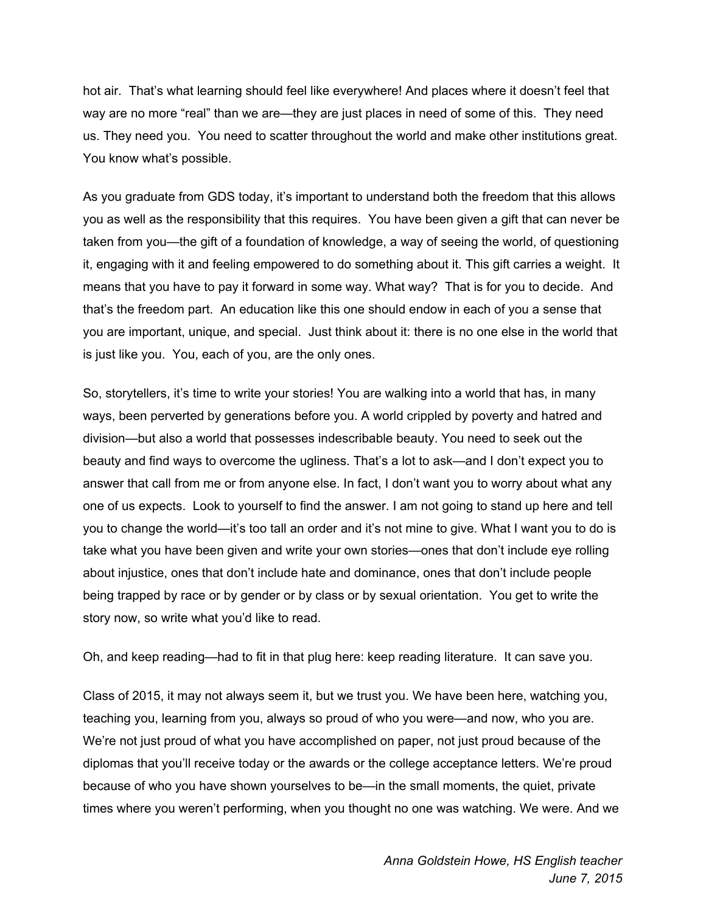hot air. That's what learning should feel like everywhere! And places where it doesn't feel that way are no more "real" than we are—they are just places in need of some of this. They need us. They need you. You need to scatter throughout the world and make other institutions great. You know what's possible.

As you graduate from GDS today, it's important to understand both the freedom that this allows you as well as the responsibility that this requires. You have been given a gift that can never be taken from you—the gift of a foundation of knowledge, a way of seeing the world, of questioning it, engaging with it and feeling empowered to do something about it. This gift carries a weight. It means that you have to pay it forward in some way. What way? That is for you to decide. And that's the freedom part. An education like this one should endow in each of you a sense that you are important, unique, and special. Just think about it: there is no one else in the world that is just like you. You, each of you, are the only ones.

So, storytellers, it's time to write your stories! You are walking into a world that has, in many ways, been perverted by generations before you. A world crippled by poverty and hatred and division—but also a world that possesses indescribable beauty. You need to seek out the beauty and find ways to overcome the ugliness. That's a lot to ask—and I don't expect you to answer that call from me or from anyone else. In fact, I don't want you to worry about what any one of us expects. Look to yourself to find the answer. I am not going to stand up here and tell you to change the world—it's too tall an order and it's not mine to give. What I want you to do is take what you have been given and write your own stories—ones that don't include eye rolling about injustice, ones that don't include hate and dominance, ones that don't include people being trapped by race or by gender or by class or by sexual orientation. You get to write the story now, so write what you'd like to read.

Oh, and keep reading—had to fit in that plug here: keep reading literature. It can save you.

Class of 2015, it may not always seem it, but we trust you. We have been here, watching you, teaching you, learning from you, always so proud of who you were—and now, who you are. We're not just proud of what you have accomplished on paper, not just proud because of the diplomas that you'll receive today or the awards or the college acceptance letters. We're proud because of who you have shown yourselves to be—in the small moments, the quiet, private times where you weren't performing, when you thought no one was watching. We were. And we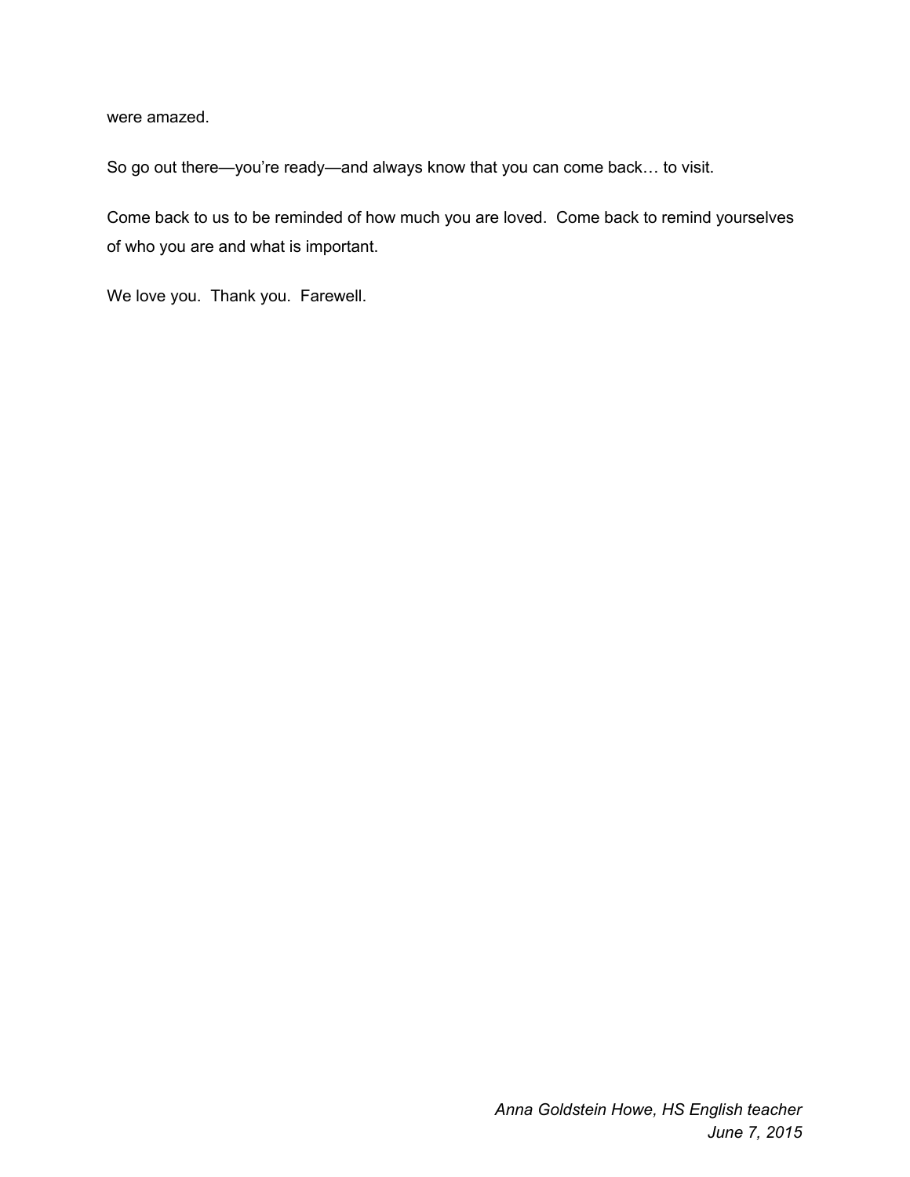were amazed.

So go out there—you're ready—and always know that you can come back… to visit.

Come back to us to be reminded of how much you are loved.  Come back to remind yourselves of who you are and what is important.

We love you.  Thank you.  Farewell.

*Anna Goldstein Howe, HS English teacher*
*June 7, 2015*